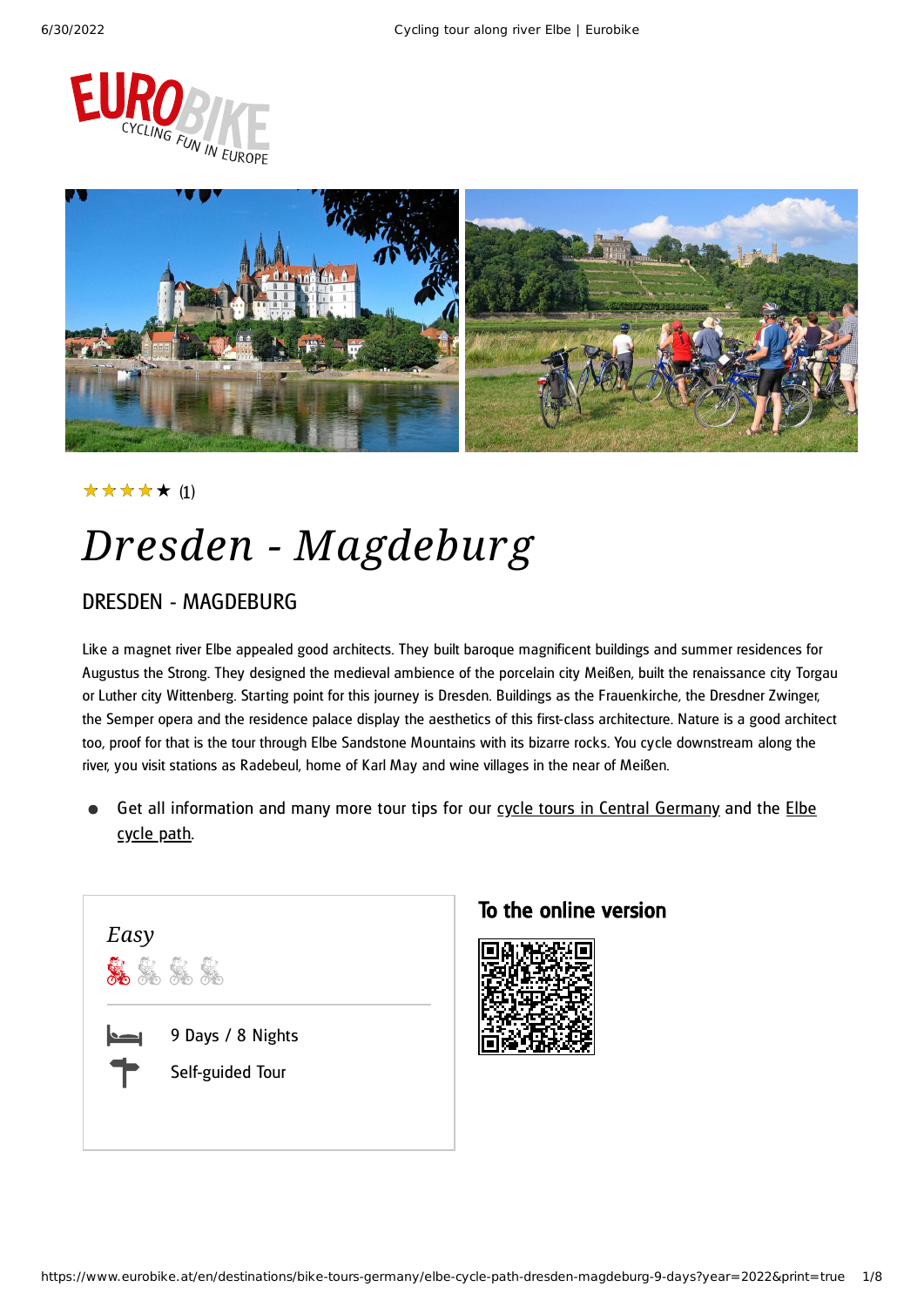★★★★★ (1)

# Dresden - Magdeburg

## DRESDEN - MAGDEBURG

Like a magnet river Elbe appealed good architects. They built baroque magnificent buildings and summer residences for Augustus the Strong. They designed the medieval ambience of the porcelain city Meißen, built the renaissance city Torgau or Luther city Wittenberg. Starting point for this journey is Dresden. Buildings as the Frauenkirche, the Dresdner Zwinger, the Semper opera and the residence palace display the aesthetics of this first-class architecture. Nature is a good architect too, proof for that is the tour through Elbe Sandstone Mountains with its bizarre rocks. You cycle downstream along the river, you visit stations as Radebeul, home of Karl May and wine villages in the near of Meißen.

- Get all information and many more tour tips for our cycle tours in Central Germany and the Elbe cycle path.

*Easy*

9 Days / 8 Nights

Self-guided Tour

## To the online version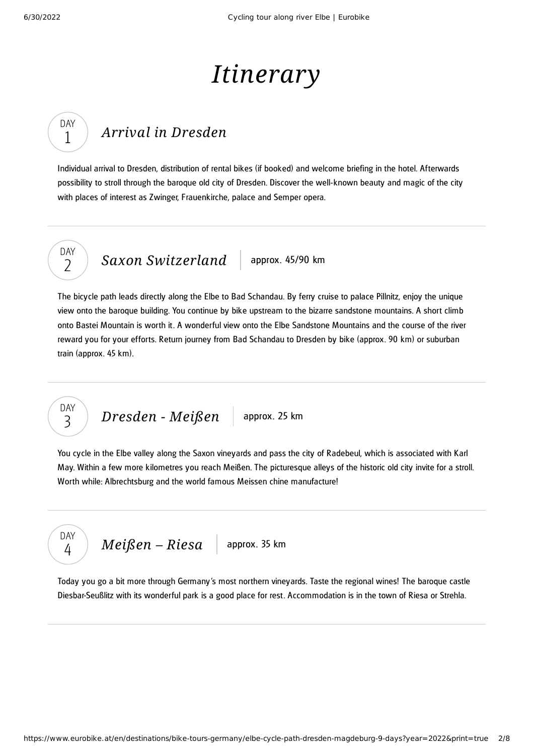# Itinerary

## DAY 1 — Arrival in Dresden

Individual arrival to Dresden, distribution of rental bikes (if booked) and welcome briefing in the hotel. Afterwards possibility to stroll through the baroque old city of Dresden. Discover the well-known beauty and magic of the city with places of interest as Zwinger, Frauenkirche, palace and Semper opera.

## DAY 2 — Saxon Switzerland | approx. 45/90 km

The bicycle path leads directly along the Elbe to Bad Schandau. By ferry cruise to palace Pillnitz, enjoy the unique view onto the baroque building. You continue by bike upstream to the bizarre sandstone mountains. A short climb onto Bastei Mountain is worth it. A wonderful view onto the Elbe Sandstone Mountains and the course of the river reward you for your efforts. Return journey from Bad Schandau to Dresden by bike (approx. 90 km) or suburban train (approx. 45 km).

## DAY 3 — Dresden - Meißen | approx. 25 km

You cycle in the Elbe valley along the Saxon vineyards and pass the city of Radebeul, which is associated with Karl May. Within a few more kilometres you reach Meißen. The picturesque alleys of the historic old city invite for a stroll. Worth while: Albrechtsburg and the world famous Meissen chine manufacture!

## DAY 4 — Meißen – Riesa | approx. 35 km

Today you go a bit more through Germany's most northern vineyards. Taste the regional wines! The baroque castle Diesbar-Seußlitz with its wonderful park is a good place for rest. Accommodation is in the town of Riesa or Strehla.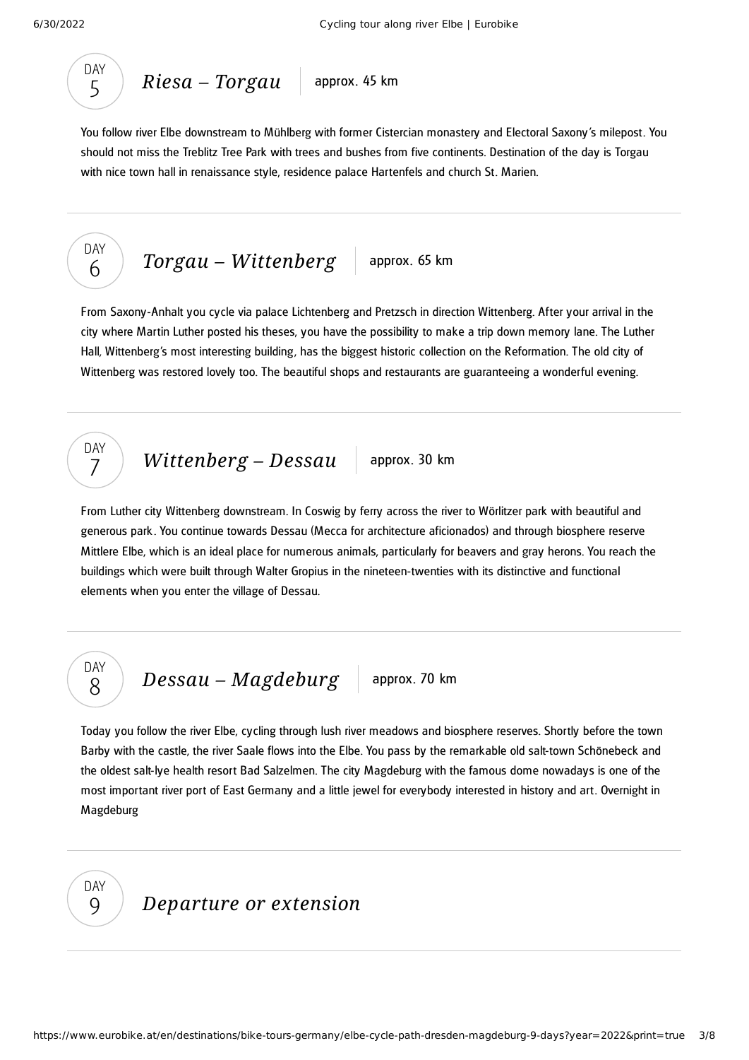## DAY 5 — *Riesa – Torgau* | approx. 45 km

You follow river Elbe downstream to Mühlberg with former Cistercian monastery and Electoral Saxony's milepost. You should not miss the Treblitz Tree Park with trees and bushes from five continents. Destination of the day is Torgau with nice town hall in renaissance style, residence palace Hartenfels and church St. Marien.

---

## DAY 6 — *Torgau – Wittenberg* | approx. 65 km

From Saxony-Anhalt you cycle via palace Lichtenberg and Pretzsch in direction Wittenberg. After your arrival in the city where Martin Luther posted his theses, you have the possibility to make a trip down memory lane. The Luther Hall, Wittenberg's most interesting building, has the biggest historic collection on the Reformation. The old city of Wittenberg was restored lovely too. The beautiful shops and restaurants are guaranteeing a wonderful evening.

---

## DAY 7 — *Wittenberg – Dessau* | approx. 30 km

From Luther city Wittenberg downstream. In Coswig by ferry across the river to Wörlitzer park with beautiful and generous park. You continue towards Dessau (Mecca for architecture aficionados) and through biosphere reserve Mittlere Elbe, which is an ideal place for numerous animals, particularly for beavers and gray herons. You reach the buildings which were built through Walter Gropius in the nineteen-twenties with its distinctive and functional elements when you enter the village of Dessau.

---

## DAY 8 — *Dessau – Magdeburg* | approx. 70 km

Today you follow the river Elbe, cycling through lush river meadows and biosphere reserves. Shortly before the town Barby with the castle, the river Saale flows into the Elbe. You pass by the remarkable old salt-town Schönebeck and the oldest salt-lye health resort Bad Salzelmen. The city Magdeburg with the famous dome nowadays is one of the most important river port of East Germany and a little jewel for everybody interested in history and art. Overnight in Magdeburg

---

## DAY 9 — *Departure or extension*

---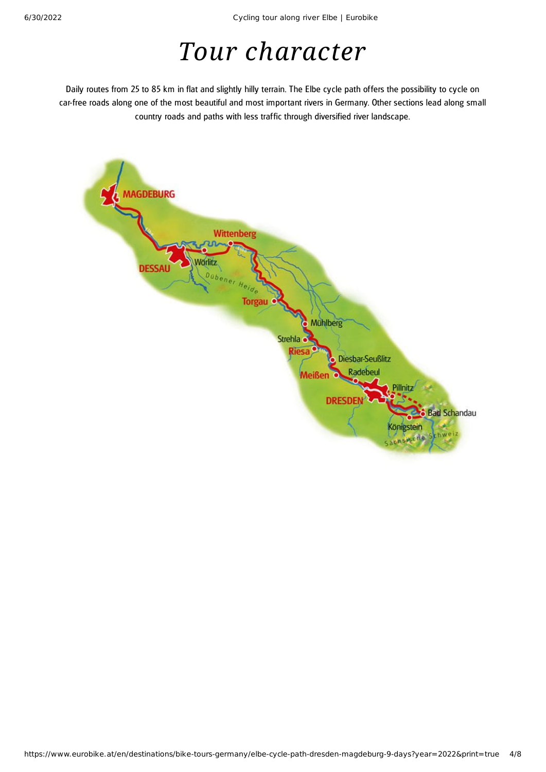# Tour character

Daily routes from 25 to 85 km in flat and slightly hilly terrain. The Elbe cycle path offers the possibility to cycle on car-free roads along one of the most beautiful and most important rivers in Germany. Other sections lead along small country roads and paths with less traffic through diversified river landscape.

MAGDEBURG
Wittenberg
Wörlitz
DESSAU
Dübener Heide
Torgau
Mühlberg
Strehla
Riesa
Diesbar-Seußlitz
Radebeul
Meißen
Pillnitz
DRESDEN
Bad Schandau
Königstein
Sächsische Schweiz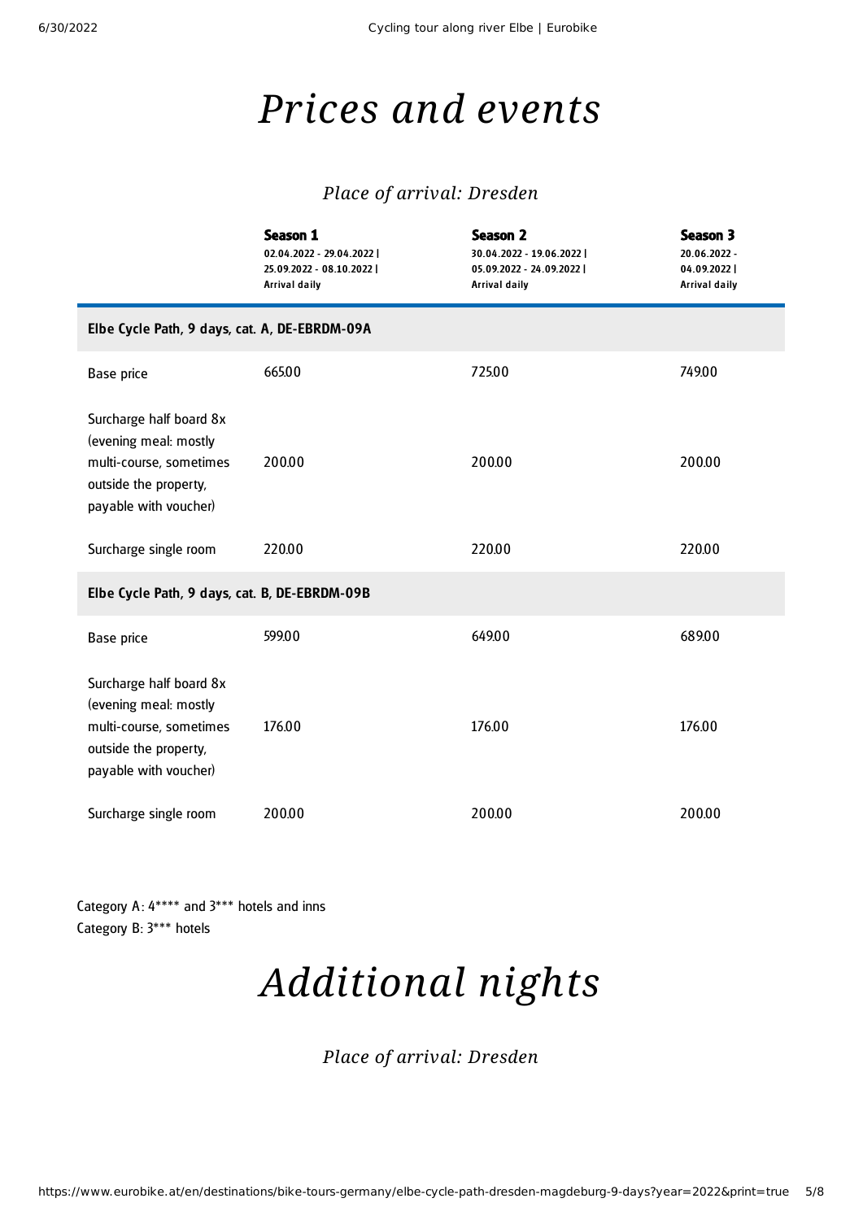# Prices and events

## Place of arrival: Dresden

| | **Season 1** 02.04.2022 - 29.04.2022 \| 25.09.2022 - 08.10.2022 \| Arrival daily | **Season 2** 30.04.2022 - 19.06.2022 \| 05.09.2022 - 24.09.2022 \| Arrival daily | **Season 3** 20.06.2022 - 04.09.2022 \| Arrival daily |
|---|---|---|---|
| **Elbe Cycle Path, 9 days, cat. A, DE-EBRDM-09A** | | | |
| Base price | 665.00 | 725.00 | 749.00 |
| Surcharge half board 8x (evening meal: mostly multi-course, sometimes outside the property, payable with voucher) | 200.00 | 200.00 | 200.00 |
| Surcharge single room | 220.00 | 220.00 | 220.00 |
| **Elbe Cycle Path, 9 days, cat. B, DE-EBRDM-09B** | | | |
| Base price | 599.00 | 649.00 | 689.00 |
| Surcharge half board 8x (evening meal: mostly multi-course, sometimes outside the property, payable with voucher) | 176.00 | 176.00 | 176.00 |
| Surcharge single room | 200.00 | 200.00 | 200.00 |

Category A: 4**** and 3*** hotels and inns
Category B: 3*** hotels

# Additional nights

## Place of arrival: Dresden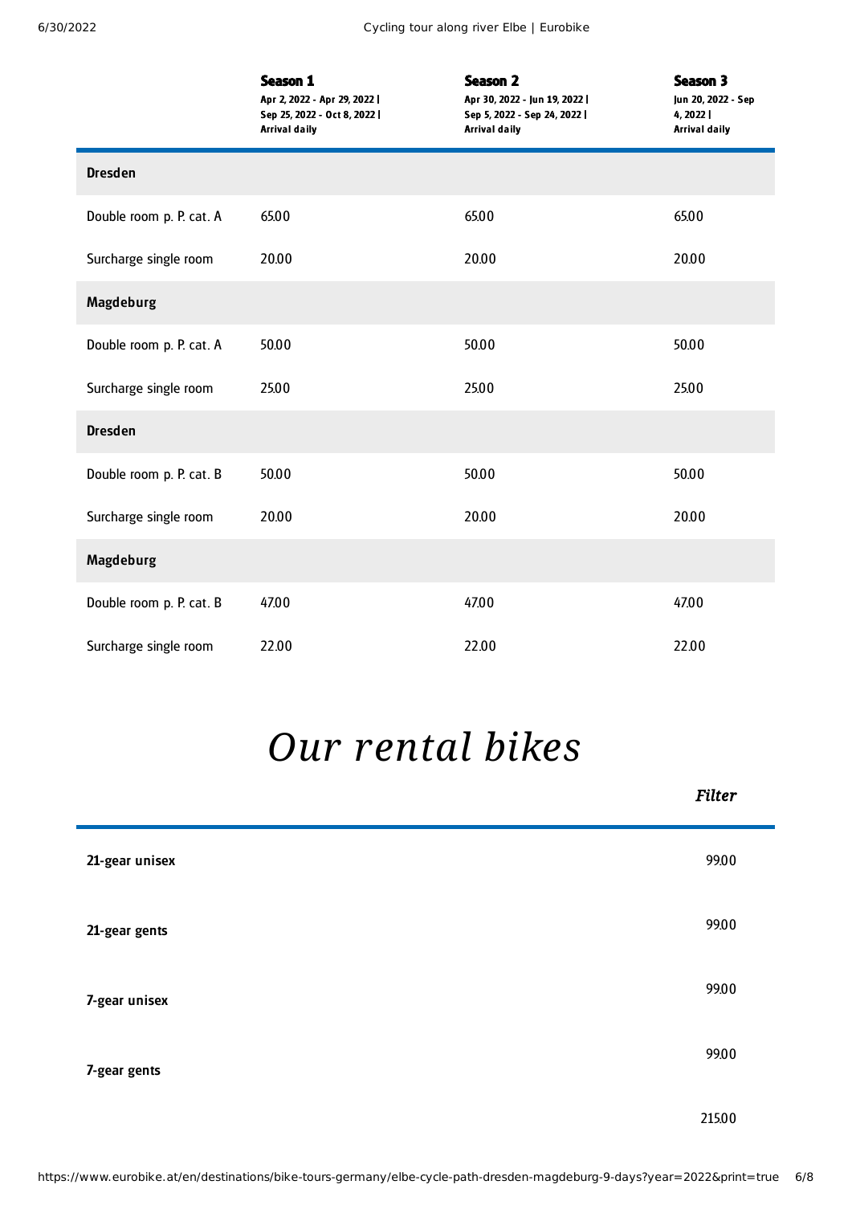| | Season 1<br>Apr 2, 2022 - Apr 29, 2022 \| Sep 25, 2022 - Oct 8, 2022 \| Arrival daily | Season 2<br>Apr 30, 2022 - Jun 19, 2022 \| Sep 5, 2022 - Sep 24, 2022 \| Arrival daily | Season 3<br>Jun 20, 2022 - Sep 4, 2022 \| Arrival daily |
|---|---|---|---|
| **Dresden** | | | |
| Double room p. P. cat. A | 65.00 | 65.00 | 65.00 |
| Surcharge single room | 20.00 | 20.00 | 20.00 |
| **Magdeburg** | | | |
| Double room p. P. cat. A | 50.00 | 50.00 | 50.00 |
| Surcharge single room | 25.00 | 25.00 | 25.00 |
| **Dresden** | | | |
| Double room p. P. cat. B | 50.00 | 50.00 | 50.00 |
| Surcharge single room | 20.00 | 20.00 | 20.00 |
| **Magdeburg** | | | |
| Double room p. P. cat. B | 47.00 | 47.00 | 47.00 |
| Surcharge single room | 22.00 | 22.00 | 22.00 |

# *Our rental bikes*

*Filter*

| | |
|---|---|
| **21-gear unisex** | 99.00 |
| **21-gear gents** | 99.00 |
| **7-gear unisex** | 99.00 |
| **7-gear gents** | 99.00 |
| | 215.00 |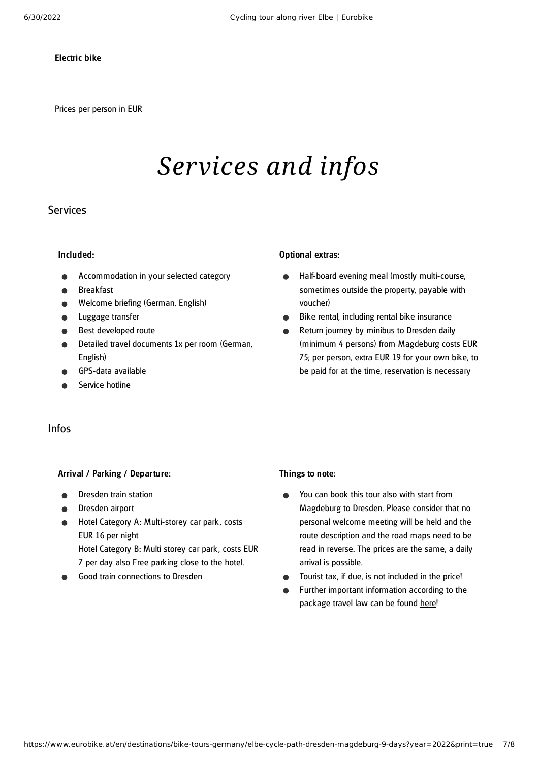**Electric bike**

Prices per person in EUR

# *Services and infos*

## Services

### Included:

- Accommodation in your selected category
- Breakfast
- Welcome briefing (German, English)
- Luggage transfer
- Best developed route
- Detailed travel documents 1x per room (German, English)
- GPS-data available
- Service hotline

### Optional extras:

- Half-board evening meal (mostly multi-course, sometimes outside the property, payable with voucher)
- Bike rental, including rental bike insurance
- Return journey by minibus to Dresden daily (minimum 4 persons) from Magdeburg costs EUR 75; per person, extra EUR 19 for your own bike, to be paid for at the time, reservation is necessary

## Infos

### Arrival / Parking / Departure:

- Dresden train station
- Dresden airport
- Hotel Category A: Multi-storey car park, costs EUR 16 per night
  Hotel Category B: Multi storey car park, costs EUR 7 per day also Free parking close to the hotel.
- Good train connections to Dresden

### Things to note:

- You can book this tour also with start from Magdeburg to Dresden. Please consider that no personal welcome meeting will be held and the route description and the road maps need to be read in reverse. The prices are the same, a daily arrival is possible.
- Tourist tax, if due, is not included in the price!
- Further important information according to the package travel law can be found here!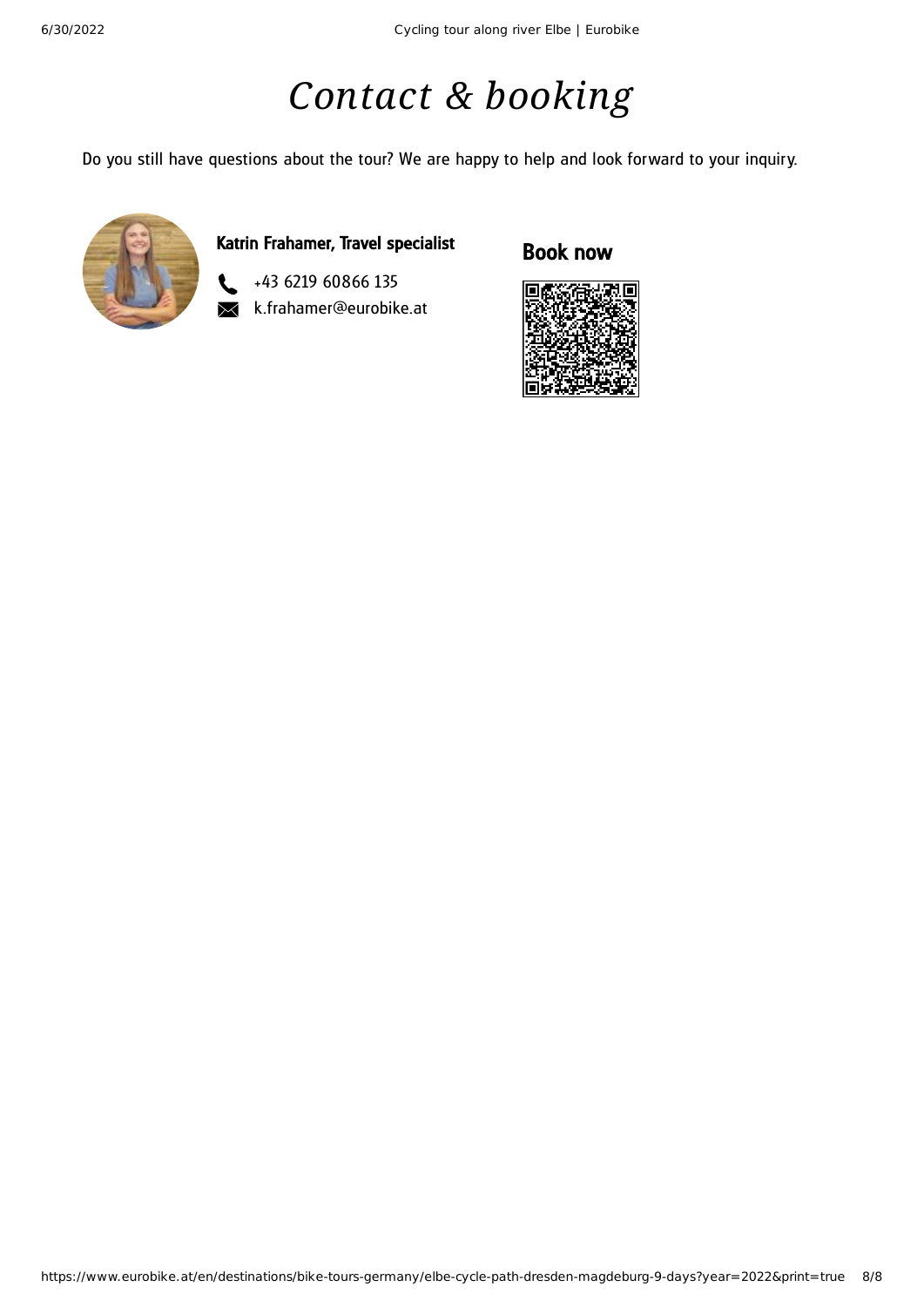# *Contact & booking*

Do you still have questions about the tour? We are happy to help and look forward to your inquiry.

**Katrin Frahamer, Travel specialist**

+43 6219 60866 135

k.frahamer@eurobike.at

## Book now